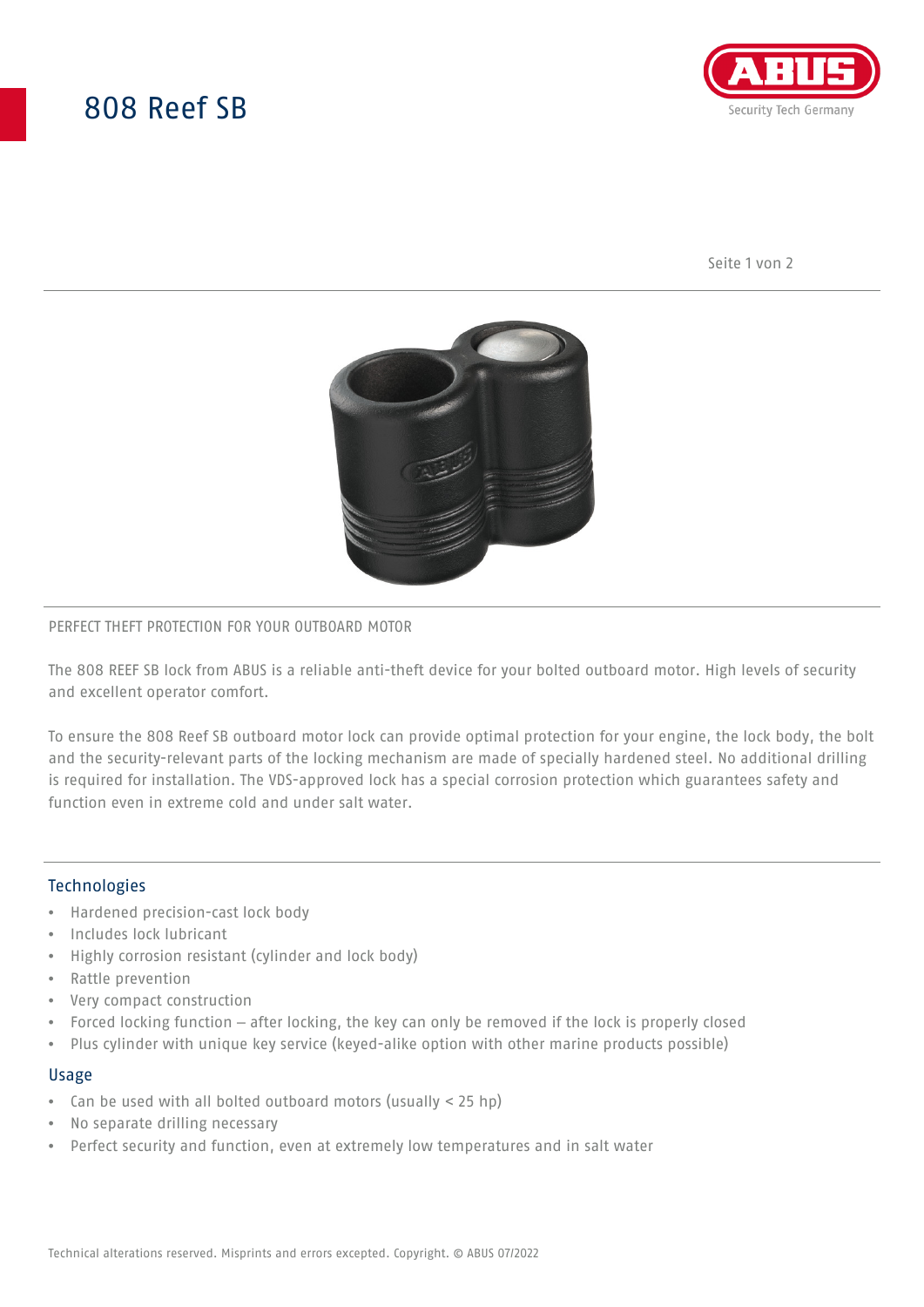# 808 Reef SB

PERFECT THEFT PROTECTION FOR YOUR OUTBOARD MOTOR

The 808 REEF SB lock from ABUS is a reliable anti-theft device for your bolted outboard motor. High levels of security and excellent operator comfort.

To ensure the 808 Reef SB outboard motor lock can provide optimal protection for your engine, the lock body, the bolt and the security-relevant parts of the locking mechanism are made of specially hardened steel. No additional drilling is required for installation. The VDS-approved lock has a special corrosion protection which guarantees safety and function even in extreme cold and under salt water.

## Technologies

- Hardened precision-cast lock body
- Includes lock lubricant
- Highly corrosion resistant (cylinder and lock body)
- Rattle prevention
- Very compact construction
- Forced locking function – after locking, the key can only be removed if the lock is properly closed
- Plus cylinder with unique key service (keyed-alike option with other marine products possible)

## Usage

- Can be used with all bolted outboard motors (usually < 25 hp)
- No separate drilling necessary
- Perfect security and function, even at extremely low temperatures and in salt water

Technical alterations reserved. Misprints and errors excepted. Copyright. © ABUS 07/2022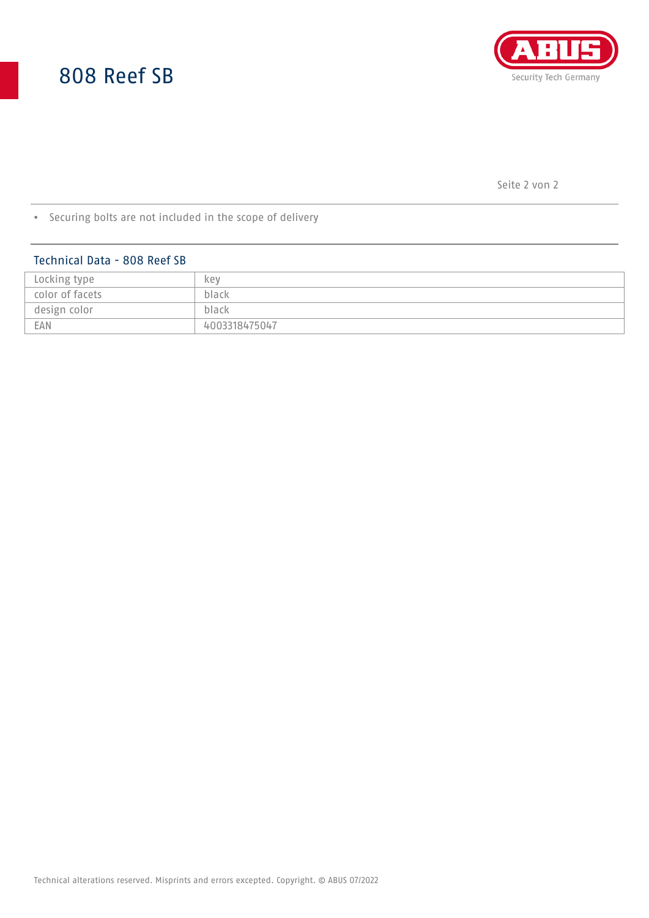- Securing bolts are not included in the scope of delivery

## Technical Data - 808 Reef SB

| | |
|---|---|
| Locking type | key |
| color of facets | black |
| design color | black |
| EAN | 4003318475047 |

Technical alterations reserved. Misprints and errors excepted. Copyright. © ABUS 07/2022